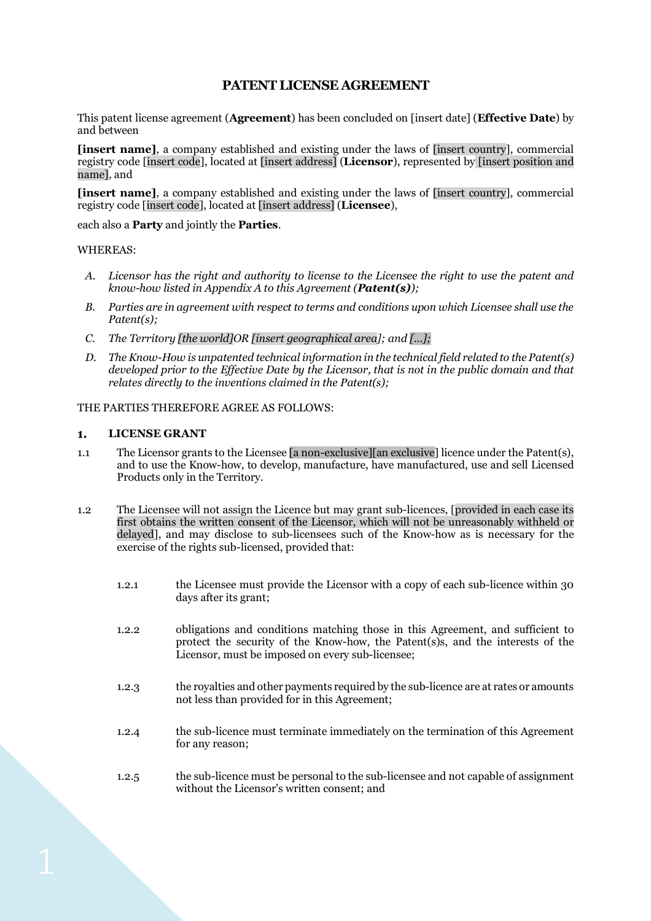# PATENT LICENSE AGREEMENT

This patent license agreement (**Agreement**) has been concluded on [insert date] (**Effective Date**) by and between

**[insert name]**, a company established and existing under the laws of [insert country], commercial registry code [insert code], located at [insert address] (**Licensor**), represented by [insert position and name], and

**[insert name]**, a company established and existing under the laws of [insert country], commercial registry code [insert code], located at [insert address] (**Licensee**),

each also a **Party** and jointly the **Parties**.

WHEREAS:

*A. Licensor has the right and authority to license to the Licensee the right to use the patent and know-how listed in Appendix A to this Agreement (**Patent(s)**);*

*B. Parties are in agreement with respect to terms and conditions upon which Licensee shall use the Patent(s);*

*C. The Territory [the world]OR [insert geographical area]; and [...];*

*D. The Know-How is unpatented technical information in the technical field related to the Patent(s) developed prior to the Effective Date by the Licensor, that is not in the public domain and that relates directly to the inventions claimed in the Patent(s);*

THE PARTIES THEREFORE AGREE AS FOLLOWS:

## 1. LICENSE GRANT

1.1 The Licensor grants to the Licensee [a non-exclusive][an exclusive] licence under the Patent(s), and to use the Know-how, to develop, manufacture, have manufactured, use and sell Licensed Products only in the Territory.

1.2 The Licensee will not assign the Licence but may grant sub-licences, [provided in each case its first obtains the written consent of the Licensor, which will not be unreasonably withheld or delayed], and may disclose to sub-licensees such of the Know-how as is necessary for the exercise of the rights sub-licensed, provided that:

1.2.1 the Licensee must provide the Licensor with a copy of each sub-licence within 30 days after its grant;

1.2.2 obligations and conditions matching those in this Agreement, and sufficient to protect the security of the Know-how, the Patent(s)s, and the interests of the Licensor, must be imposed on every sub-licensee;

1.2.3 the royalties and other payments required by the sub-licence are at rates or amounts not less than provided for in this Agreement;

1.2.4 the sub-licence must terminate immediately on the termination of this Agreement for any reason;

1.2.5 the sub-licence must be personal to the sub-licensee and not capable of assignment without the Licensor's written consent; and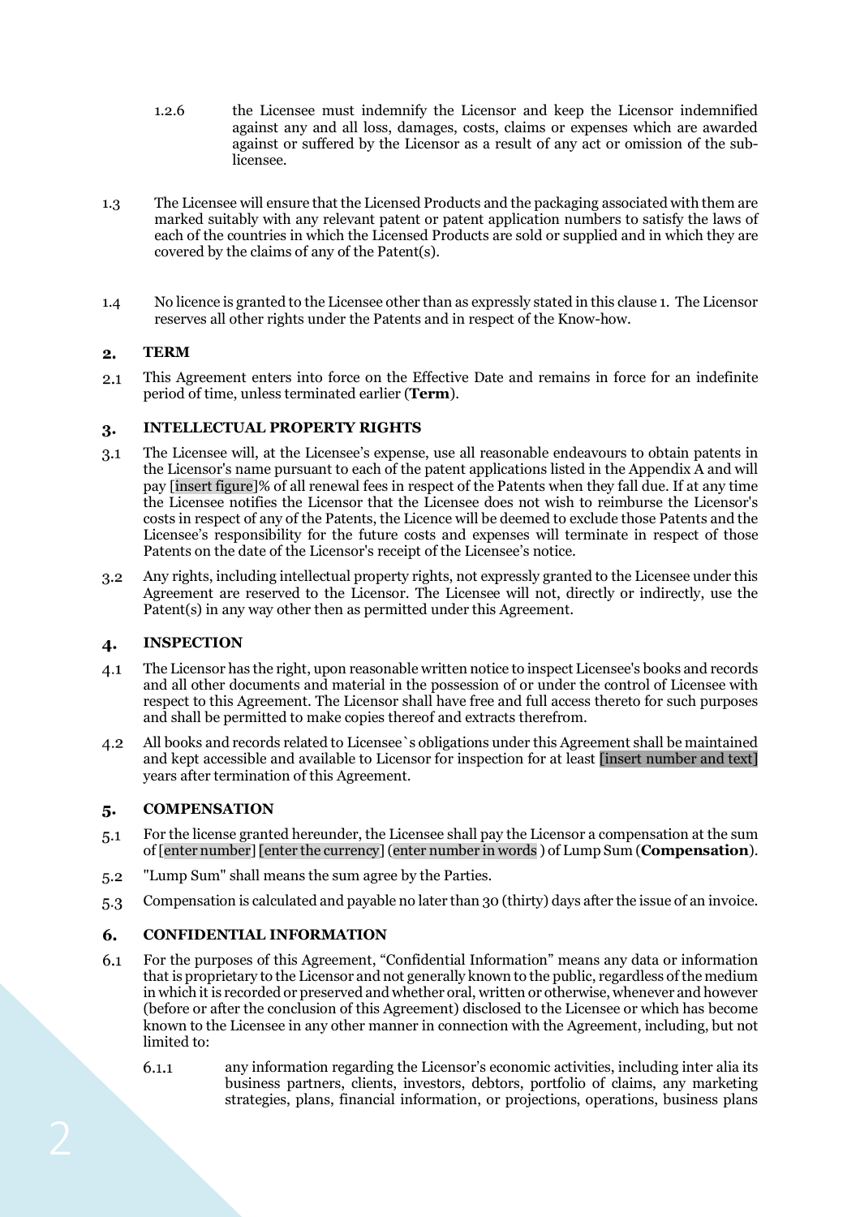1.2.6 the Licensee must indemnify the Licensor and keep the Licensor indemnified against any and all loss, damages, costs, claims or expenses which are awarded against or suffered by the Licensor as a result of any act or omission of the sub-licensee.

1.3 The Licensee will ensure that the Licensed Products and the packaging associated with them are marked suitably with any relevant patent or patent application numbers to satisfy the laws of each of the countries in which the Licensed Products are sold or supplied and in which they are covered by the claims of any of the Patent(s).

1.4 No licence is granted to the Licensee other than as expressly stated in this clause 1. The Licensor reserves all other rights under the Patents and in respect of the Know-how.

## 2. TERM

2.1 This Agreement enters into force on the Effective Date and remains in force for an indefinite period of time, unless terminated earlier (**Term**).

## 3. INTELLECTUAL PROPERTY RIGHTS

3.1 The Licensee will, at the Licensee's expense, use all reasonable endeavours to obtain patents in the Licensor's name pursuant to each of the patent applications listed in the Appendix A and will pay [insert figure]% of all renewal fees in respect of the Patents when they fall due. If at any time the Licensee notifies the Licensor that the Licensee does not wish to reimburse the Licensor's costs in respect of any of the Patents, the Licence will be deemed to exclude those Patents and the Licensee's responsibility for the future costs and expenses will terminate in respect of those Patents on the date of the Licensor's receipt of the Licensee's notice.

3.2 Any rights, including intellectual property rights, not expressly granted to the Licensee under this Agreement are reserved to the Licensor. The Licensee will not, directly or indirectly, use the Patent(s) in any way other then as permitted under this Agreement.

## 4. INSPECTION

4.1 The Licensor has the right, upon reasonable written notice to inspect Licensee's books and records and all other documents and material in the possession of or under the control of Licensee with respect to this Agreement. The Licensor shall have free and full access thereto for such purposes and shall be permitted to make copies thereof and extracts therefrom.

4.2 All books and records related to Licensee`s obligations under this Agreement shall be maintained and kept accessible and available to Licensor for inspection for at least [insert number and text] years after termination of this Agreement.

## 5. COMPENSATION

5.1 For the license granted hereunder, the Licensee shall pay the Licensor a compensation at the sum of [enter number] [enter the currency] (enter number in words ) of Lump Sum (**Compensation**).

5.2 "Lump Sum" shall means the sum agree by the Parties.

5.3 Compensation is calculated and payable no later than 30 (thirty) days after the issue of an invoice.

## 6. CONFIDENTIAL INFORMATION

6.1 For the purposes of this Agreement, "Confidential Information" means any data or information that is proprietary to the Licensor and not generally known to the public, regardless of the medium in which it is recorded or preserved and whether oral, written or otherwise, whenever and however (before or after the conclusion of this Agreement) disclosed to the Licensee or which has become known to the Licensee in any other manner in connection with the Agreement, including, but not limited to:

6.1.1 any information regarding the Licensor's economic activities, including inter alia its business partners, clients, investors, debtors, portfolio of claims, any marketing strategies, plans, financial information, or projections, operations, business plans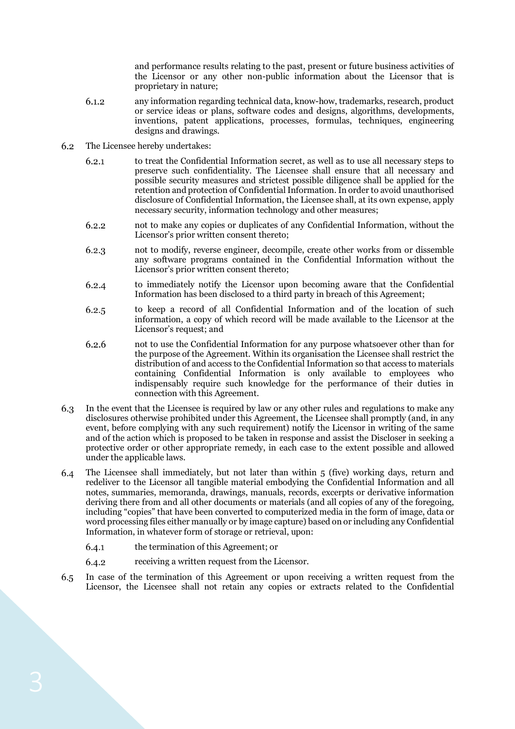and performance results relating to the past, present or future business activities of the Licensor or any other non-public information about the Licensor that is proprietary in nature;

6.1.2 any information regarding technical data, know-how, trademarks, research, product or service ideas or plans, software codes and designs, algorithms, developments, inventions, patent applications, processes, formulas, techniques, engineering designs and drawings.

6.2 The Licensee hereby undertakes:

6.2.1 to treat the Confidential Information secret, as well as to use all necessary steps to preserve such confidentiality. The Licensee shall ensure that all necessary and possible security measures and strictest possible diligence shall be applied for the retention and protection of Confidential Information. In order to avoid unauthorised disclosure of Confidential Information, the Licensee shall, at its own expense, apply necessary security, information technology and other measures;

6.2.2 not to make any copies or duplicates of any Confidential Information, without the Licensor's prior written consent thereto;

6.2.3 not to modify, reverse engineer, decompile, create other works from or dissemble any software programs contained in the Confidential Information without the Licensor's prior written consent thereto;

6.2.4 to immediately notify the Licensor upon becoming aware that the Confidential Information has been disclosed to a third party in breach of this Agreement;

6.2.5 to keep a record of all Confidential Information and of the location of such information, a copy of which record will be made available to the Licensor at the Licensor's request; and

6.2.6 not to use the Confidential Information for any purpose whatsoever other than for the purpose of the Agreement. Within its organisation the Licensee shall restrict the distribution of and access to the Confidential Information so that access to materials containing Confidential Information is only available to employees who indispensably require such knowledge for the performance of their duties in connection with this Agreement.

6.3 In the event that the Licensee is required by law or any other rules and regulations to make any disclosures otherwise prohibited under this Agreement, the Licensee shall promptly (and, in any event, before complying with any such requirement) notify the Licensor in writing of the same and of the action which is proposed to be taken in response and assist the Discloser in seeking a protective order or other appropriate remedy, in each case to the extent possible and allowed under the applicable laws.

6.4 The Licensee shall immediately, but not later than within 5 (five) working days, return and redeliver to the Licensor all tangible material embodying the Confidential Information and all notes, summaries, memoranda, drawings, manuals, records, excerpts or derivative information deriving there from and all other documents or materials (and all copies of any of the foregoing, including "copies" that have been converted to computerized media in the form of image, data or word processing files either manually or by image capture) based on or including any Confidential Information, in whatever form of storage or retrieval, upon:

6.4.1 the termination of this Agreement; or

6.4.2 receiving a written request from the Licensor.

6.5 In case of the termination of this Agreement or upon receiving a written request from the Licensor, the Licensee shall not retain any copies or extracts related to the Confidential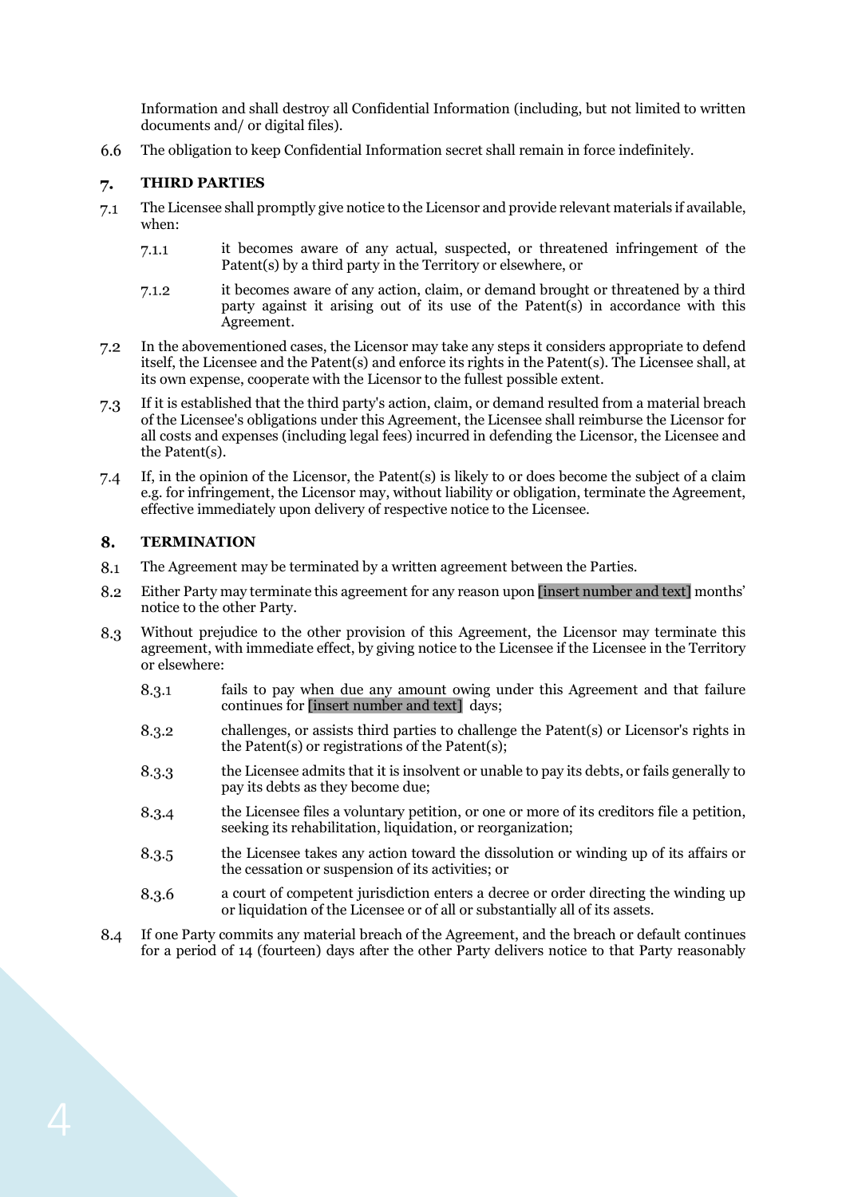Information and shall destroy all Confidential Information (including, but not limited to written documents and/ or digital files).

6.6 The obligation to keep Confidential Information secret shall remain in force indefinitely.

## 7. THIRD PARTIES

7.1 The Licensee shall promptly give notice to the Licensor and provide relevant materials if available, when:

7.1.1 it becomes aware of any actual, suspected, or threatened infringement of the Patent(s) by a third party in the Territory or elsewhere, or

7.1.2 it becomes aware of any action, claim, or demand brought or threatened by a third party against it arising out of its use of the Patent(s) in accordance with this Agreement.

7.2 In the abovementioned cases, the Licensor may take any steps it considers appropriate to defend itself, the Licensee and the Patent(s) and enforce its rights in the Patent(s). The Licensee shall, at its own expense, cooperate with the Licensor to the fullest possible extent.

7.3 If it is established that the third party's action, claim, or demand resulted from a material breach of the Licensee's obligations under this Agreement, the Licensee shall reimburse the Licensor for all costs and expenses (including legal fees) incurred in defending the Licensor, the Licensee and the Patent(s).

7.4 If, in the opinion of the Licensor, the Patent(s) is likely to or does become the subject of a claim e.g. for infringement, the Licensor may, without liability or obligation, terminate the Agreement, effective immediately upon delivery of respective notice to the Licensee.

## 8. TERMINATION

8.1 The Agreement may be terminated by a written agreement between the Parties.

8.2 Either Party may terminate this agreement for any reason upon [insert number and text] months' notice to the other Party.

8.3 Without prejudice to the other provision of this Agreement, the Licensor may terminate this agreement, with immediate effect, by giving notice to the Licensee if the Licensee in the Territory or elsewhere:

8.3.1 fails to pay when due any amount owing under this Agreement and that failure continues for [insert number and text] days;

8.3.2 challenges, or assists third parties to challenge the Patent(s) or Licensor's rights in the Patent(s) or registrations of the Patent(s);

8.3.3 the Licensee admits that it is insolvent or unable to pay its debts, or fails generally to pay its debts as they become due;

8.3.4 the Licensee files a voluntary petition, or one or more of its creditors file a petition, seeking its rehabilitation, liquidation, or reorganization;

8.3.5 the Licensee takes any action toward the dissolution or winding up of its affairs or the cessation or suspension of its activities; or

8.3.6 a court of competent jurisdiction enters a decree or order directing the winding up or liquidation of the Licensee or of all or substantially all of its assets.

8.4 If one Party commits any material breach of the Agreement, and the breach or default continues for a period of 14 (fourteen) days after the other Party delivers notice to that Party reasonably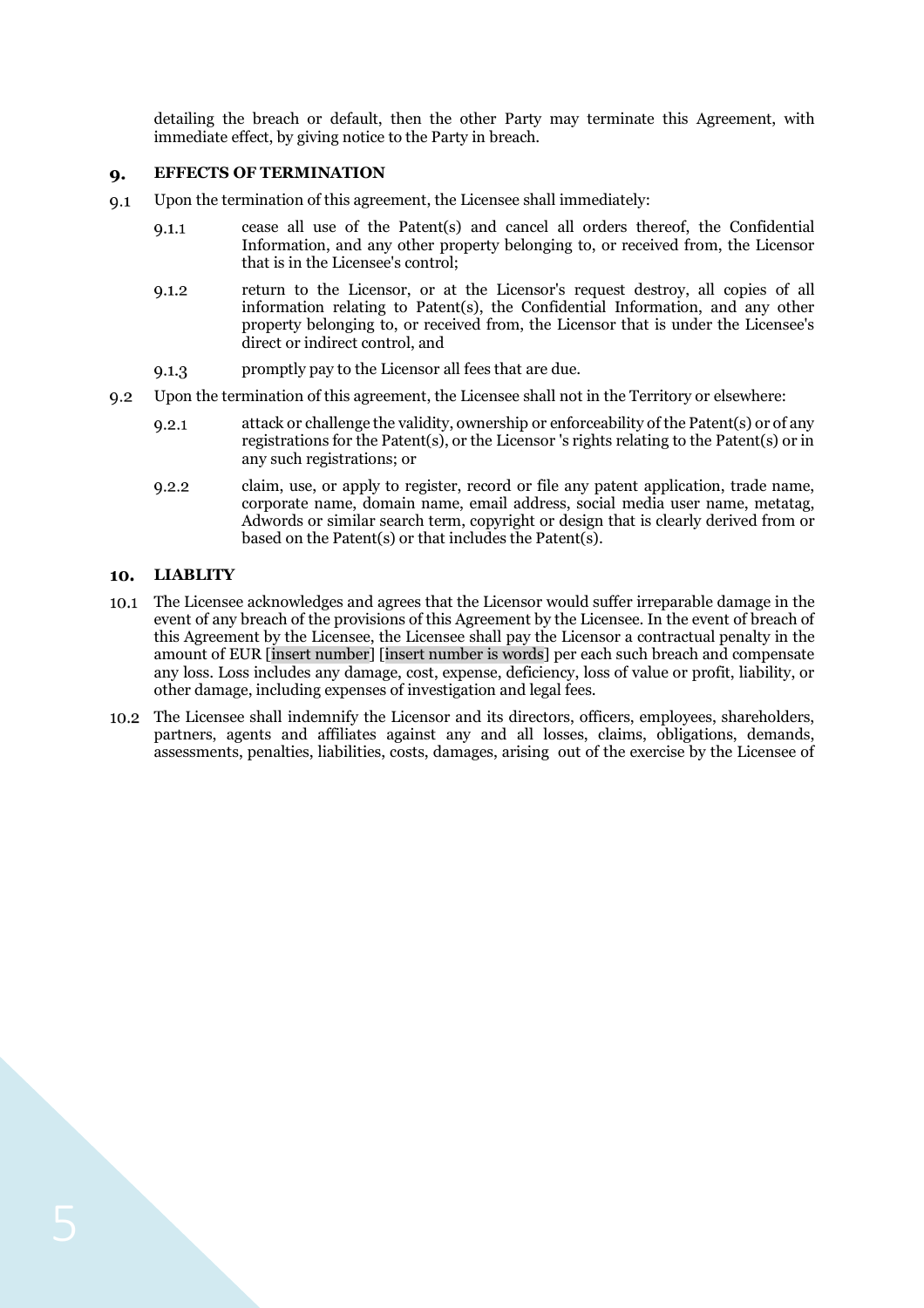detailing the breach or default, then the other Party may terminate this Agreement, with immediate effect, by giving notice to the Party in breach.

## 9. EFFECTS OF TERMINATION

9.1 Upon the termination of this agreement, the Licensee shall immediately:

9.1.1 cease all use of the Patent(s) and cancel all orders thereof, the Confidential Information, and any other property belonging to, or received from, the Licensor that is in the Licensee's control;

9.1.2 return to the Licensor, or at the Licensor's request destroy, all copies of all information relating to Patent(s), the Confidential Information, and any other property belonging to, or received from, the Licensor that is under the Licensee's direct or indirect control, and

9.1.3 promptly pay to the Licensor all fees that are due.

9.2 Upon the termination of this agreement, the Licensee shall not in the Territory or elsewhere:

9.2.1 attack or challenge the validity, ownership or enforceability of the Patent(s) or of any registrations for the Patent(s), or the Licensor 's rights relating to the Patent(s) or in any such registrations; or

9.2.2 claim, use, or apply to register, record or file any patent application, trade name, corporate name, domain name, email address, social media user name, metatag, Adwords or similar search term, copyright or design that is clearly derived from or based on the Patent(s) or that includes the Patent(s).

## 10. LIABLITY

10.1 The Licensee acknowledges and agrees that the Licensor would suffer irreparable damage in the event of any breach of the provisions of this Agreement by the Licensee. In the event of breach of this Agreement by the Licensee, the Licensee shall pay the Licensor a contractual penalty in the amount of EUR [insert number] [insert number is words] per each such breach and compensate any loss. Loss includes any damage, cost, expense, deficiency, loss of value or profit, liability, or other damage, including expenses of investigation and legal fees.

10.2 The Licensee shall indemnify the Licensor and its directors, officers, employees, shareholders, partners, agents and affiliates against any and all losses, claims, obligations, demands, assessments, penalties, liabilities, costs, damages, arising out of the exercise by the Licensee of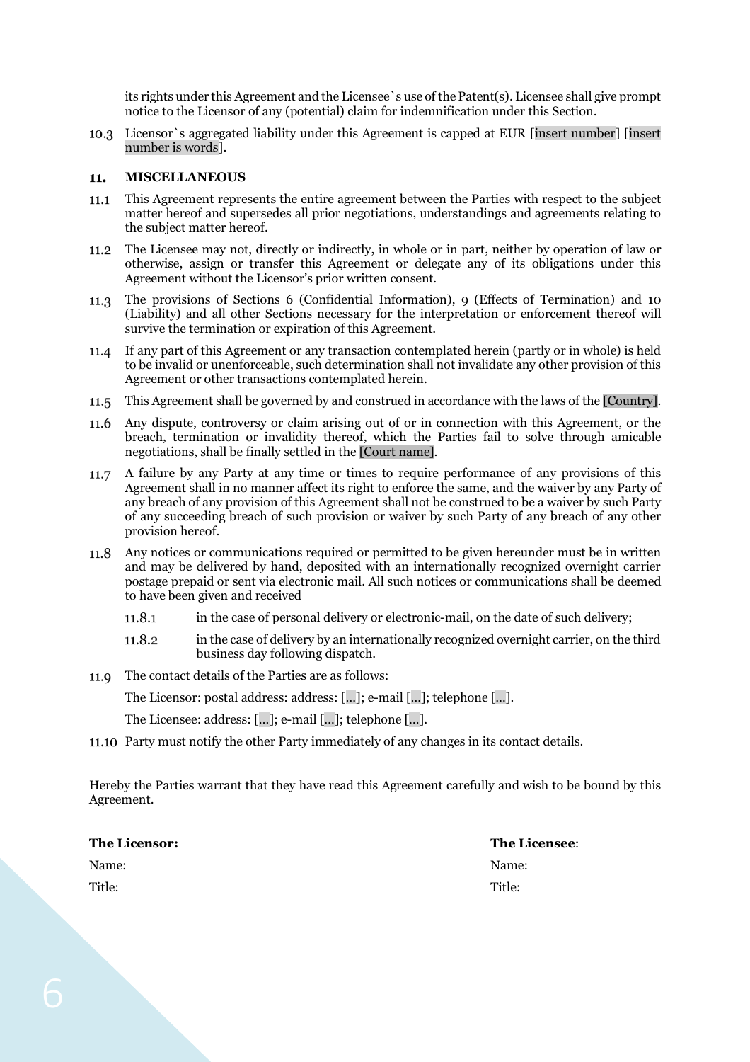its rights under this Agreement and the Licensee`s use of the Patent(s). Licensee shall give prompt notice to the Licensor of any (potential) claim for indemnification under this Section.

10.3 Licensor`s aggregated liability under this Agreement is capped at EUR [insert number] [insert number is words].

## 11. MISCELLANEOUS

11.1 This Agreement represents the entire agreement between the Parties with respect to the subject matter hereof and supersedes all prior negotiations, understandings and agreements relating to the subject matter hereof.

11.2 The Licensee may not, directly or indirectly, in whole or in part, neither by operation of law or otherwise, assign or transfer this Agreement or delegate any of its obligations under this Agreement without the Licensor's prior written consent.

11.3 The provisions of Sections 6 (Confidential Information), 9 (Effects of Termination) and 10 (Liability) and all other Sections necessary for the interpretation or enforcement thereof will survive the termination or expiration of this Agreement.

11.4 If any part of this Agreement or any transaction contemplated herein (partly or in whole) is held to be invalid or unenforceable, such determination shall not invalidate any other provision of this Agreement or other transactions contemplated herein.

11.5 This Agreement shall be governed by and construed in accordance with the laws of the [Country].

11.6 Any dispute, controversy or claim arising out of or in connection with this Agreement, or the breach, termination or invalidity thereof, which the Parties fail to solve through amicable negotiations, shall be finally settled in the [Court name].

11.7 A failure by any Party at any time or times to require performance of any provisions of this Agreement shall in no manner affect its right to enforce the same, and the waiver by any Party of any breach of any provision of this Agreement shall not be construed to be a waiver by such Party of any succeeding breach of such provision or waiver by such Party of any breach of any other provision hereof.

11.8 Any notices or communications required or permitted to be given hereunder must be in written and may be delivered by hand, deposited with an internationally recognized overnight carrier postage prepaid or sent via electronic mail. All such notices or communications shall be deemed to have been given and received

11.8.1 in the case of personal delivery or electronic-mail, on the date of such delivery;

11.8.2 in the case of delivery by an internationally recognized overnight carrier, on the third business day following dispatch.

11.9 The contact details of the Parties are as follows:

The Licensor: postal address: address: [...]; e-mail [...]; telephone [...].

The Licensee: address: [...]; e-mail [...]; telephone [...].

11.10 Party must notify the other Party immediately of any changes in its contact details.

Hereby the Parties warrant that they have read this Agreement carefully and wish to be bound by this Agreement.

**The Licensor:**

Name:

Title:

**The Licensee**:

Name:

Title: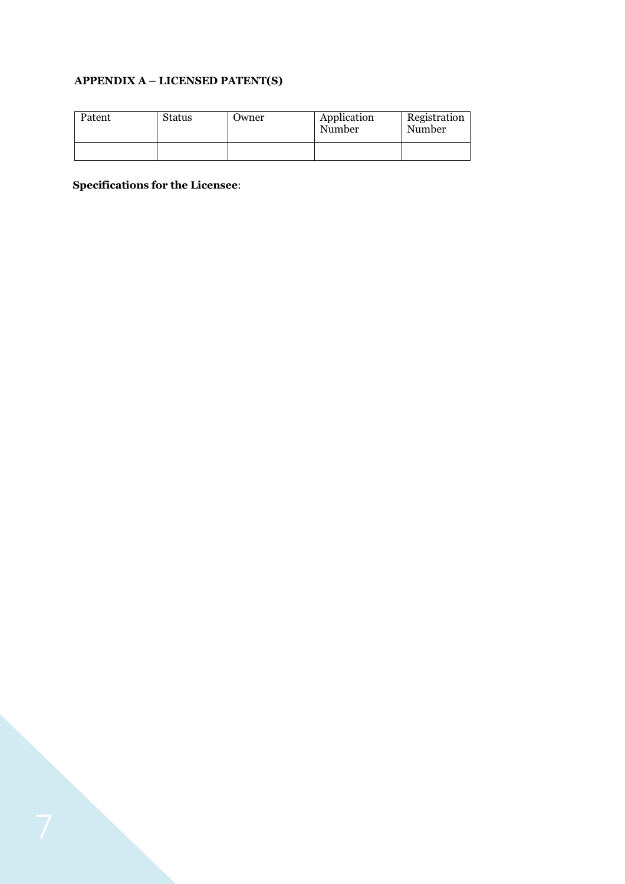**APPENDIX A – LICENSED PATENT(S)**

| Patent | Status | Owner | Application Number | Registration Number |
|---|---|---|---|---|
| | | | | |

**Specifications for the Licensee**: